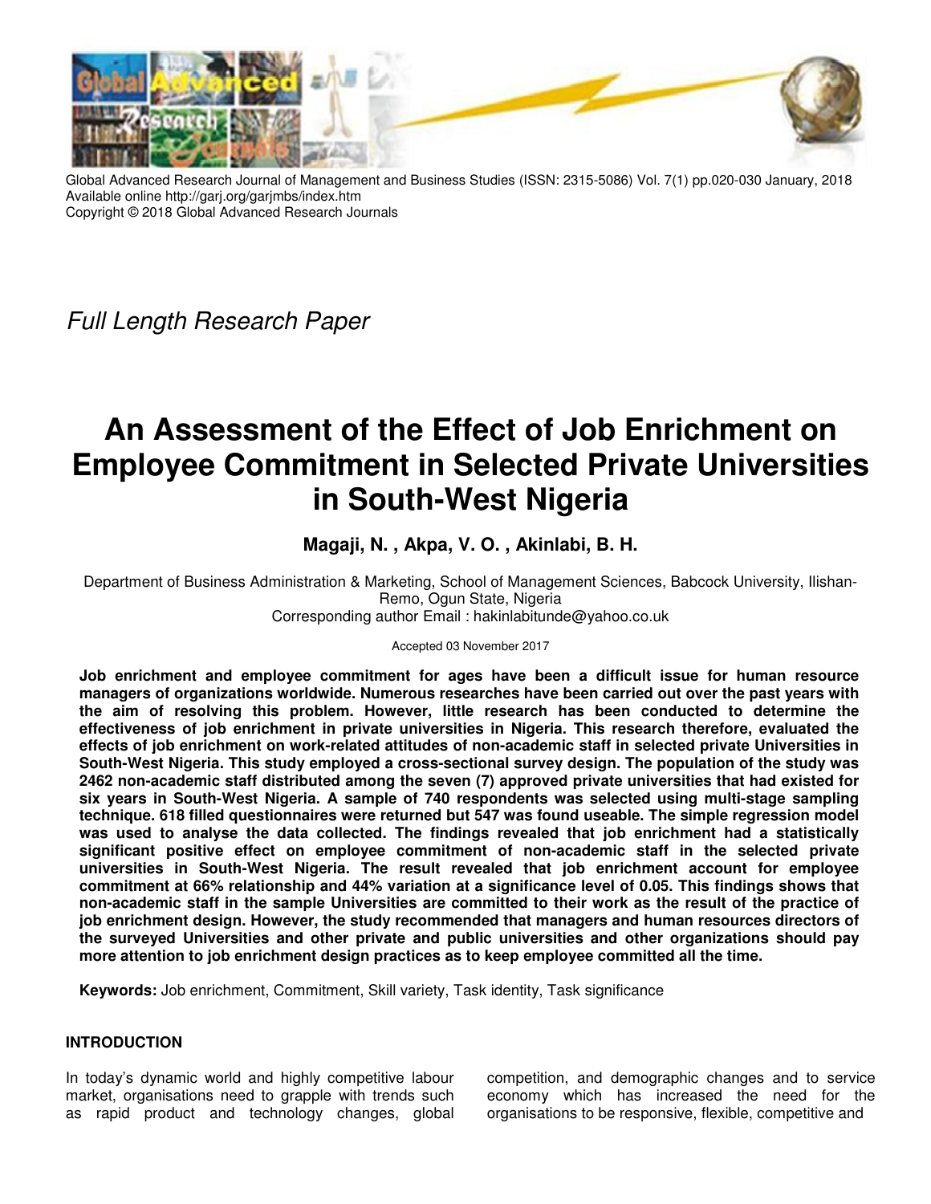Global Advanced Research Journal of Management and Business Studies (ISSN: 2315-5086) Vol. 7(1) pp.020-030 January, 2018
Available online http://garj.org/garjmbs/index.htm
Copyright © 2018 Global Advanced Research Journals

*Full Length Research Paper*

# An Assessment of the Effect of Job Enrichment on Employee Commitment in Selected Private Universities in South-West Nigeria

**Magaji, N. , Akpa, V. O. , Akinlabi, B. H.**

Department of Business Administration & Marketing, School of Management Sciences, Babcock University, Ilishan-Remo, Ogun State, Nigeria
Corresponding author Email : hakinlabitunde@yahoo.co.uk

Accepted 03 November 2017

**Job enrichment and employee commitment for ages have been a difficult issue for human resource managers of organizations worldwide. Numerous researches have been carried out over the past years with the aim of resolving this problem. However, little research has been conducted to determine the effectiveness of job enrichment in private universities in Nigeria. This research therefore, evaluated the effects of job enrichment on work-related attitudes of non-academic staff in selected private Universities in South-West Nigeria. This study employed a cross-sectional survey design. The population of the study was 2462 non-academic staff distributed among the seven (7) approved private universities that had existed for six years in South-West Nigeria. A sample of 740 respondents was selected using multi-stage sampling technique. 618 filled questionnaires were returned but 547 was found useable. The simple regression model was used to analyse the data collected. The findings revealed that job enrichment had a statistically significant positive effect on employee commitment of non-academic staff in the selected private universities in South-West Nigeria. The result revealed that job enrichment account for employee commitment at 66% relationship and 44% variation at a significance level of 0.05. This findings shows that non-academic staff in the sample Universities are committed to their work as the result of the practice of job enrichment design. However, the study recommended that managers and human resources directors of the surveyed Universities and other private and public universities and other organizations should pay more attention to job enrichment design practices as to keep employee committed all the time.**

**Keywords:** Job enrichment, Commitment, Skill variety, Task identity, Task significance

## INTRODUCTION

In today's dynamic world and highly competitive labour market, organisations need to grapple with trends such as rapid product and technology changes, global competition, and demographic changes and to service economy which has increased the need for the organisations to be responsive, flexible, competitive and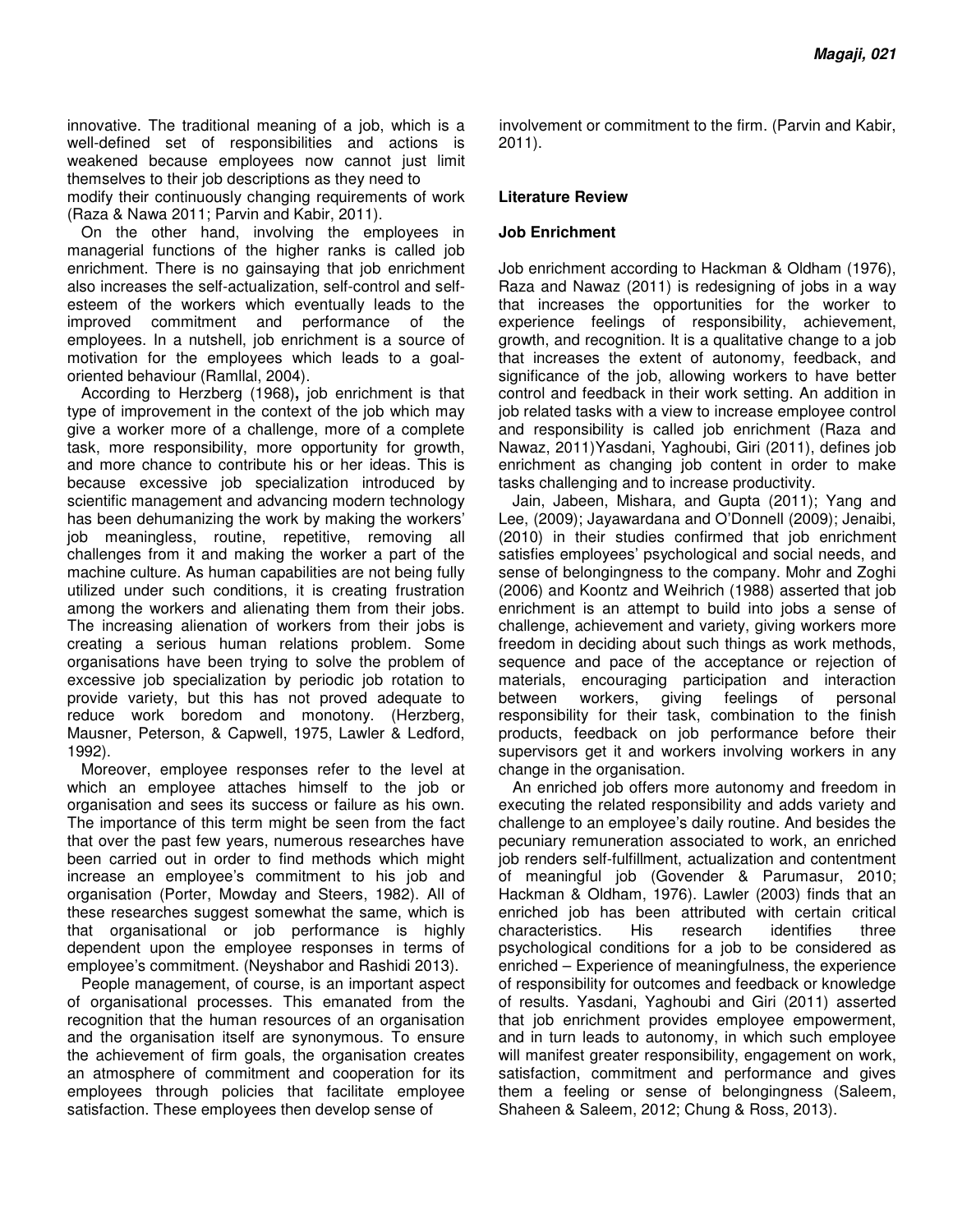innovative. The traditional meaning of a job, which is a well-defined set of responsibilities and actions is weakened because employees now cannot just limit themselves to their job descriptions as they need to modify their continuously changing requirements of work (Raza & Nawa 2011; Parvin and Kabir, 2011).

On the other hand, involving the employees in managerial functions of the higher ranks is called job enrichment. There is no gainsaying that job enrichment also increases the self-actualization, self-control and self-esteem of the workers which eventually leads to the improved commitment and performance of the employees. In a nutshell, job enrichment is a source of motivation for the employees which leads to a goal-oriented behaviour (Ramllal, 2004).

According to Herzberg (1968)**,** job enrichment is that type of improvement in the context of the job which may give a worker more of a challenge, more of a complete task, more responsibility, more opportunity for growth, and more chance to contribute his or her ideas. This is because excessive job specialization introduced by scientific management and advancing modern technology has been dehumanizing the work by making the workers' job meaningless, routine, repetitive, removing all challenges from it and making the worker a part of the machine culture. As human capabilities are not being fully utilized under such conditions, it is creating frustration among the workers and alienating them from their jobs. The increasing alienation of workers from their jobs is creating a serious human relations problem. Some organisations have been trying to solve the problem of excessive job specialization by periodic job rotation to provide variety, but this has not proved adequate to reduce work boredom and monotony. (Herzberg, Mausner, Peterson, & Capwell, 1975, Lawler & Ledford, 1992).

Moreover, employee responses refer to the level at which an employee attaches himself to the job or organisation and sees its success or failure as his own. The importance of this term might be seen from the fact that over the past few years, numerous researches have been carried out in order to find methods which might increase an employee's commitment to his job and organisation (Porter, Mowday and Steers, 1982). All of these researches suggest somewhat the same, which is that organisational or job performance is highly dependent upon the employee responses in terms of employee's commitment. (Neyshabor and Rashidi 2013).

People management, of course, is an important aspect of organisational processes. This emanated from the recognition that the human resources of an organisation and the organisation itself are synonymous. To ensure the achievement of firm goals, the organisation creates an atmosphere of commitment and cooperation for its employees through policies that facilitate employee satisfaction. These employees then develop sense of involvement or commitment to the firm. (Parvin and Kabir, 2011).

## Literature Review

### Job Enrichment

Job enrichment according to Hackman & Oldham (1976), Raza and Nawaz (2011) is redesigning of jobs in a way that increases the opportunities for the worker to experience feelings of responsibility, achievement, growth, and recognition. It is a qualitative change to a job that increases the extent of autonomy, feedback, and significance of the job, allowing workers to have better control and feedback in their work setting. An addition in job related tasks with a view to increase employee control and responsibility is called job enrichment (Raza and Nawaz, 2011)Yasdani, Yaghoubi, Giri (2011), defines job enrichment as changing job content in order to make tasks challenging and to increase productivity.

Jain, Jabeen, Mishara, and Gupta (2011); Yang and Lee, (2009); Jayawardana and O'Donnell (2009); Jenaibi, (2010) in their studies confirmed that job enrichment satisfies employees' psychological and social needs, and sense of belongingness to the company. Mohr and Zoghi (2006) and Koontz and Weihrich (1988) asserted that job enrichment is an attempt to build into jobs a sense of challenge, achievement and variety, giving workers more freedom in deciding about such things as work methods, sequence and pace of the acceptance or rejection of materials, encouraging participation and interaction between workers, giving feelings of personal responsibility for their task, combination to the finish products, feedback on job performance before their supervisors get it and workers involving workers in any change in the organisation.

An enriched job offers more autonomy and freedom in executing the related responsibility and adds variety and challenge to an employee's daily routine. And besides the pecuniary remuneration associated to work, an enriched job renders self-fulfillment, actualization and contentment of meaningful job (Govender & Parumasur, 2010; Hackman & Oldham, 1976). Lawler (2003) finds that an enriched job has been attributed with certain critical characteristics. His research identifies three psychological conditions for a job to be considered as enriched – Experience of meaningfulness, the experience of responsibility for outcomes and feedback or knowledge of results. Yasdani, Yaghoubi and Giri (2011) asserted that job enrichment provides employee empowerment, and in turn leads to autonomy, in which such employee will manifest greater responsibility, engagement on work, satisfaction, commitment and performance and gives them a feeling or sense of belongingness (Saleem, Shaheen & Saleem, 2012; Chung & Ross, 2013).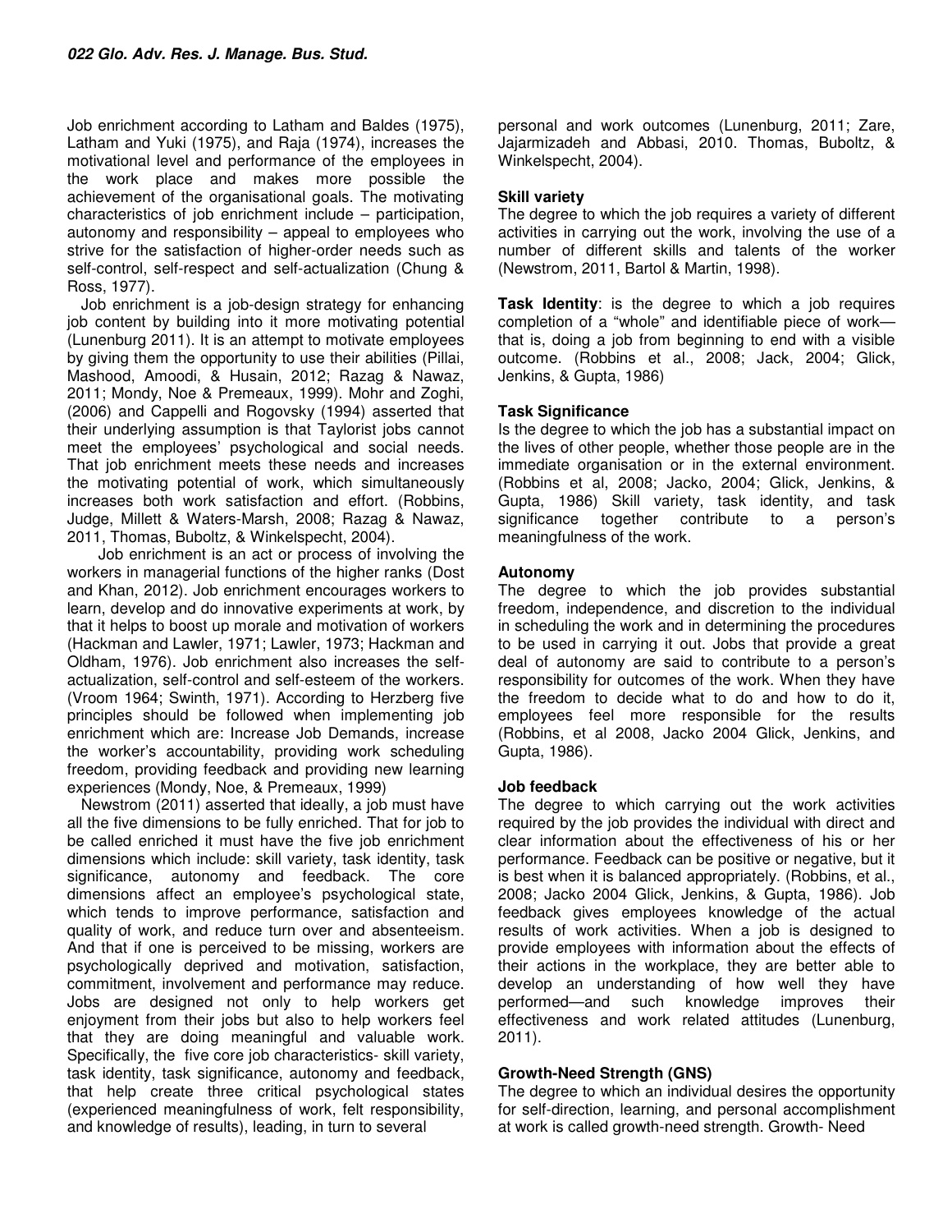Job enrichment according to Latham and Baldes (1975), Latham and Yuki (1975), and Raja (1974), increases the motivational level and performance of the employees in the work place and makes more possible the achievement of the organisational goals. The motivating characteristics of job enrichment include – participation, autonomy and responsibility – appeal to employees who strive for the satisfaction of higher-order needs such as self-control, self-respect and self-actualization (Chung & Ross, 1977).

Job enrichment is a job-design strategy for enhancing job content by building into it more motivating potential (Lunenburg 2011). It is an attempt to motivate employees by giving them the opportunity to use their abilities (Pillai, Mashood, Amoodi, & Husain, 2012; Razag & Nawaz, 2011; Mondy, Noe & Premeaux, 1999). Mohr and Zoghi, (2006) and Cappelli and Rogovsky (1994) asserted that their underlying assumption is that Taylorist jobs cannot meet the employees' psychological and social needs. That job enrichment meets these needs and increases the motivating potential of work, which simultaneously increases both work satisfaction and effort. (Robbins, Judge, Millett & Waters-Marsh, 2008; Razag & Nawaz, 2011, Thomas, Buboltz, & Winkelspecht, 2004).

Job enrichment is an act or process of involving the workers in managerial functions of the higher ranks (Dost and Khan, 2012). Job enrichment encourages workers to learn, develop and do innovative experiments at work, by that it helps to boost up morale and motivation of workers (Hackman and Lawler, 1971; Lawler, 1973; Hackman and Oldham, 1976). Job enrichment also increases the self-actualization, self-control and self-esteem of the workers. (Vroom 1964; Swinth, 1971). According to Herzberg five principles should be followed when implementing job enrichment which are: Increase Job Demands, increase the worker's accountability, providing work scheduling freedom, providing feedback and providing new learning experiences (Mondy, Noe, & Premeaux, 1999)

Newstrom (2011) asserted that ideally, a job must have all the five dimensions to be fully enriched. That for job to be called enriched it must have the five job enrichment dimensions which include: skill variety, task identity, task significance, autonomy and feedback. The core dimensions affect an employee's psychological state, which tends to improve performance, satisfaction and quality of work, and reduce turn over and absenteeism. And that if one is perceived to be missing, workers are psychologically deprived and motivation, satisfaction, commitment, involvement and performance may reduce. Jobs are designed not only to help workers get enjoyment from their jobs but also to help workers feel that they are doing meaningful and valuable work. Specifically, the five core job characteristics- skill variety, task identity, task significance, autonomy and feedback, that help create three critical psychological states (experienced meaningfulness of work, felt responsibility, and knowledge of results), leading, in turn to several personal and work outcomes (Lunenburg, 2011; Zare, Jajarmizadeh and Abbasi, 2010. Thomas, Buboltz, & Winkelspecht, 2004).

**Skill variety**

The degree to which the job requires a variety of different activities in carrying out the work, involving the use of a number of different skills and talents of the worker (Newstrom, 2011, Bartol & Martin, 1998).

**Task Identity**: is the degree to which a job requires completion of a "whole" and identifiable piece of work—that is, doing a job from beginning to end with a visible outcome. (Robbins et al., 2008; Jack, 2004; Glick, Jenkins, & Gupta, 1986)

**Task Significance**

Is the degree to which the job has a substantial impact on the lives of other people, whether those people are in the immediate organisation or in the external environment. (Robbins et al, 2008; Jacko, 2004; Glick, Jenkins, & Gupta, 1986) Skill variety, task identity, and task significance together contribute to a person's meaningfulness of the work.

**Autonomy**

The degree to which the job provides substantial freedom, independence, and discretion to the individual in scheduling the work and in determining the procedures to be used in carrying it out. Jobs that provide a great deal of autonomy are said to contribute to a person's responsibility for outcomes of the work. When they have the freedom to decide what to do and how to do it, employees feel more responsible for the results (Robbins, et al 2008, Jacko 2004 Glick, Jenkins, and Gupta, 1986).

**Job feedback**

The degree to which carrying out the work activities required by the job provides the individual with direct and clear information about the effectiveness of his or her performance. Feedback can be positive or negative, but it is best when it is balanced appropriately. (Robbins, et al., 2008; Jacko 2004 Glick, Jenkins, & Gupta, 1986). Job feedback gives employees knowledge of the actual results of work activities. When a job is designed to provide employees with information about the effects of their actions in the workplace, they are better able to develop an understanding of how well they have performed—and such knowledge improves their effectiveness and work related attitudes (Lunenburg, 2011).

**Growth-Need Strength (GNS)**

The degree to which an individual desires the opportunity for self-direction, learning, and personal accomplishment at work is called growth-need strength. Growth- Need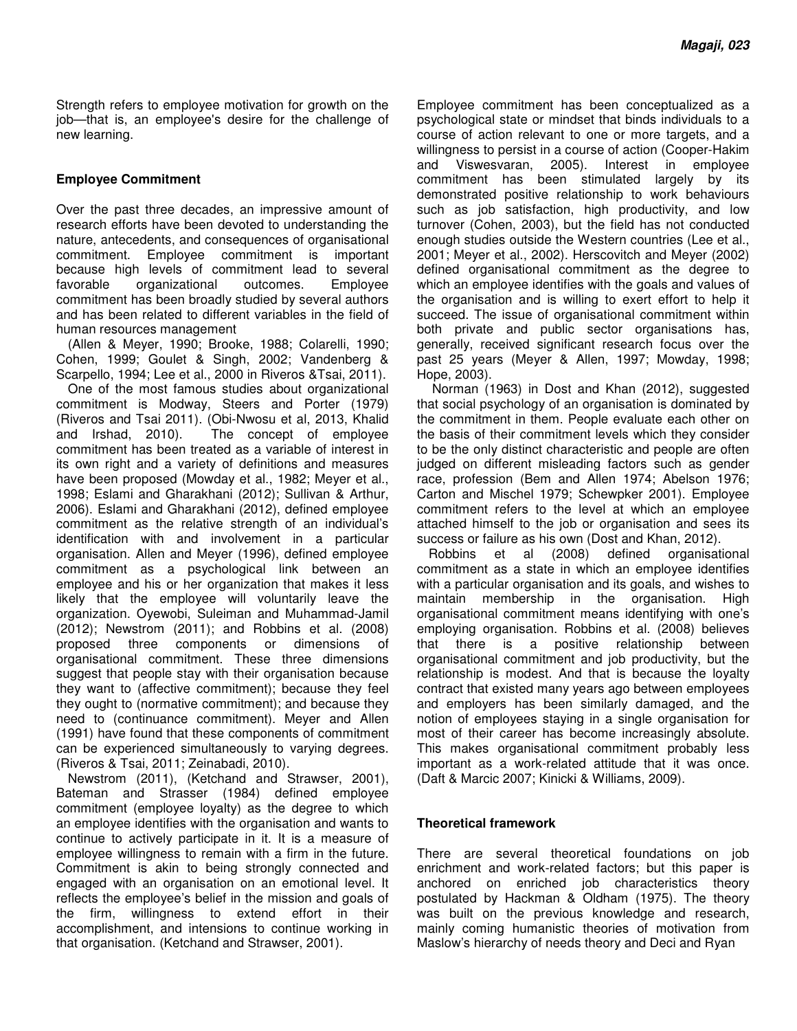Strength refers to employee motivation for growth on the job—that is, an employee's desire for the challenge of new learning.

## Employee Commitment

Over the past three decades, an impressive amount of research efforts have been devoted to understanding the nature, antecedents, and consequences of organisational commitment. Employee commitment is important because high levels of commitment lead to several favorable organizational outcomes. Employee commitment has been broadly studied by several authors and has been related to different variables in the field of human resources management

(Allen & Meyer, 1990; Brooke, 1988; Colarelli, 1990; Cohen, 1999; Goulet & Singh, 2002; Vandenberg & Scarpello, 1994; Lee et al., 2000 in Riveros &Tsai, 2011).

One of the most famous studies about organizational commitment is Modway, Steers and Porter (1979) (Riveros and Tsai 2011). (Obi-Nwosu et al, 2013, Khalid and Irshad, 2010). The concept of employee commitment has been treated as a variable of interest in its own right and a variety of definitions and measures have been proposed (Mowday et al., 1982; Meyer et al., 1998; Eslami and Gharakhani (2012); Sullivan & Arthur, 2006). Eslami and Gharakhani (2012), defined employee commitment as the relative strength of an individual's identification with and involvement in a particular organisation. Allen and Meyer (1996), defined employee commitment as a psychological link between an employee and his or her organization that makes it less likely that the employee will voluntarily leave the organization. Oyewobi, Suleiman and Muhammad-Jamil (2012); Newstrom (2011); and Robbins et al. (2008) proposed three components or dimensions of organisational commitment. These three dimensions suggest that people stay with their organisation because they want to (affective commitment); because they feel they ought to (normative commitment); and because they need to (continuance commitment). Meyer and Allen (1991) have found that these components of commitment can be experienced simultaneously to varying degrees. (Riveros & Tsai, 2011; Zeinabadi, 2010).

Newstrom (2011), (Ketchand and Strawser, 2001), Bateman and Strasser (1984) defined employee commitment (employee loyalty) as the degree to which an employee identifies with the organisation and wants to continue to actively participate in it. It is a measure of employee willingness to remain with a firm in the future. Commitment is akin to being strongly connected and engaged with an organisation on an emotional level. It reflects the employee's belief in the mission and goals of the firm, willingness to extend effort in their accomplishment, and intensions to continue working in that organisation. (Ketchand and Strawser, 2001).

Employee commitment has been conceptualized as a psychological state or mindset that binds individuals to a course of action relevant to one or more targets, and a willingness to persist in a course of action (Cooper-Hakim and Viswesvaran, 2005). Interest in employee commitment has been stimulated largely by its demonstrated positive relationship to work behaviours such as job satisfaction, high productivity, and low turnover (Cohen, 2003), but the field has not conducted enough studies outside the Western countries (Lee et al., 2001; Meyer et al., 2002). Herscovitch and Meyer (2002) defined organisational commitment as the degree to which an employee identifies with the goals and values of the organisation and is willing to exert effort to help it succeed. The issue of organisational commitment within both private and public sector organisations has, generally, received significant research focus over the past 25 years (Meyer & Allen, 1997; Mowday, 1998; Hope, 2003).

Norman (1963) in Dost and Khan (2012), suggested that social psychology of an organisation is dominated by the commitment in them. People evaluate each other on the basis of their commitment levels which they consider to be the only distinct characteristic and people are often judged on different misleading factors such as gender race, profession (Bem and Allen 1974; Abelson 1976; Carton and Mischel 1979; Schewpker 2001). Employee commitment refers to the level at which an employee attached himself to the job or organisation and sees its success or failure as his own (Dost and Khan, 2012).

Robbins et al (2008) defined organisational commitment as a state in which an employee identifies with a particular organisation and its goals, and wishes to maintain membership in the organisation. High organisational commitment means identifying with one's employing organisation. Robbins et al. (2008) believes that there is a positive relationship between organisational commitment and job productivity, but the relationship is modest. And that is because the loyalty contract that existed many years ago between employees and employers has been similarly damaged, and the notion of employees staying in a single organisation for most of their career has become increasingly absolute. This makes organisational commitment probably less important as a work-related attitude that it was once. (Daft & Marcic 2007; Kinicki & Williams, 2009).

## Theoretical framework

There are several theoretical foundations on job enrichment and work-related factors; but this paper is anchored on enriched job characteristics theory postulated by Hackman & Oldham (1975). The theory was built on the previous knowledge and research, mainly coming humanistic theories of motivation from Maslow's hierarchy of needs theory and Deci and Ryan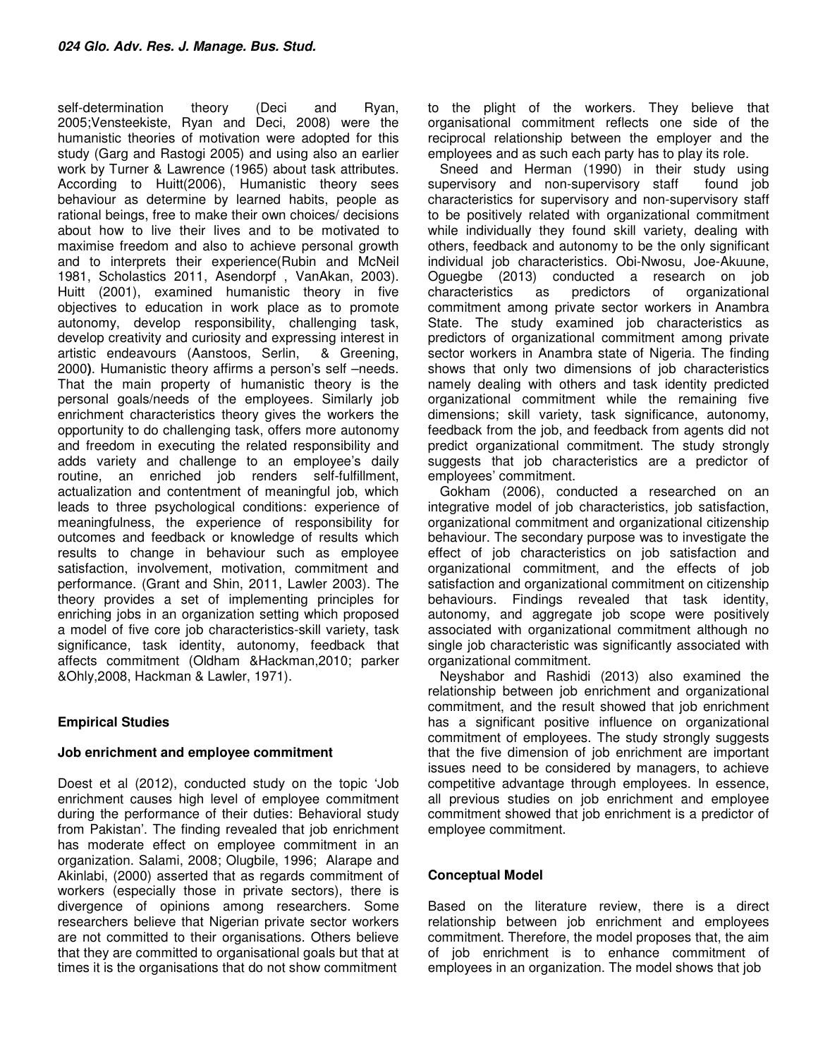self-determination theory (Deci and Ryan, 2005;Vensteekiste, Ryan and Deci, 2008) were the humanistic theories of motivation were adopted for this study (Garg and Rastogi 2005) and using also an earlier work by Turner & Lawrence (1965) about task attributes. According to Huitt(2006), Humanistic theory sees behaviour as determine by learned habits, people as rational beings, free to make their own choices/ decisions about how to live their lives and to be motivated to maximise freedom and also to achieve personal growth and to interprets their experience(Rubin and McNeil 1981, Scholastics 2011, Asendorpf , VanAkan, 2003). Huitt (2001), examined humanistic theory in five objectives to education in work place as to promote autonomy, develop responsibility, challenging task, develop creativity and curiosity and expressing interest in artistic endeavours (Aanstoos, Serlin, & Greening, 2000**)**. Humanistic theory affirms a person's self –needs. That the main property of humanistic theory is the personal goals/needs of the employees. Similarly job enrichment characteristics theory gives the workers the opportunity to do challenging task, offers more autonomy and freedom in executing the related responsibility and adds variety and challenge to an employee's daily routine, an enriched job renders self-fulfillment, actualization and contentment of meaningful job, which leads to three psychological conditions: experience of meaningfulness, the experience of responsibility for outcomes and feedback or knowledge of results which results to change in behaviour such as employee satisfaction, involvement, motivation, commitment and performance. (Grant and Shin, 2011, Lawler 2003). The theory provides a set of implementing principles for enriching jobs in an organization setting which proposed a model of five core job characteristics-skill variety, task significance, task identity, autonomy, feedback that affects commitment (Oldham &Hackman,2010; parker &Ohly,2008, Hackman & Lawler, 1971).

## Empirical Studies

### Job enrichment and employee commitment

Doest et al (2012), conducted study on the topic 'Job enrichment causes high level of employee commitment during the performance of their duties: Behavioral study from Pakistan'. The finding revealed that job enrichment has moderate effect on employee commitment in an organization. Salami, 2008; Olugbile, 1996; Alarape and Akinlabi, (2000) asserted that as regards commitment of workers (especially those in private sectors), there is divergence of opinions among researchers. Some researchers believe that Nigerian private sector workers are not committed to their organisations. Others believe that they are committed to organisational goals but that at times it is the organisations that do not show commitment to the plight of the workers. They believe that organisational commitment reflects one side of the reciprocal relationship between the employer and the employees and as such each party has to play its role.

Sneed and Herman (1990) in their study using supervisory and non-supervisory staff found job characteristics for supervisory and non-supervisory staff to be positively related with organizational commitment while individually they found skill variety, dealing with others, feedback and autonomy to be the only significant individual job characteristics. Obi-Nwosu, Joe-Akuune, Oguegbe (2013) conducted a research on job characteristics as predictors of organizational commitment among private sector workers in Anambra State. The study examined job characteristics as predictors of organizational commitment among private sector workers in Anambra state of Nigeria. The finding shows that only two dimensions of job characteristics namely dealing with others and task identity predicted organizational commitment while the remaining five dimensions; skill variety, task significance, autonomy, feedback from the job, and feedback from agents did not predict organizational commitment. The study strongly suggests that job characteristics are a predictor of employees' commitment.

Gokham (2006), conducted a researched on an integrative model of job characteristics, job satisfaction, organizational commitment and organizational citizenship behaviour. The secondary purpose was to investigate the effect of job characteristics on job satisfaction and organizational commitment, and the effects of job satisfaction and organizational commitment on citizenship behaviours. Findings revealed that task identity, autonomy, and aggregate job scope were positively associated with organizational commitment although no single job characteristic was significantly associated with organizational commitment.

Neyshabor and Rashidi (2013) also examined the relationship between job enrichment and organizational commitment, and the result showed that job enrichment has a significant positive influence on organizational commitment of employees. The study strongly suggests that the five dimension of job enrichment are important issues need to be considered by managers, to achieve competitive advantage through employees. In essence, all previous studies on job enrichment and employee commitment showed that job enrichment is a predictor of employee commitment.

## Conceptual Model

Based on the literature review, there is a direct relationship between job enrichment and employees commitment. Therefore, the model proposes that, the aim of job enrichment is to enhance commitment of employees in an organization. The model shows that job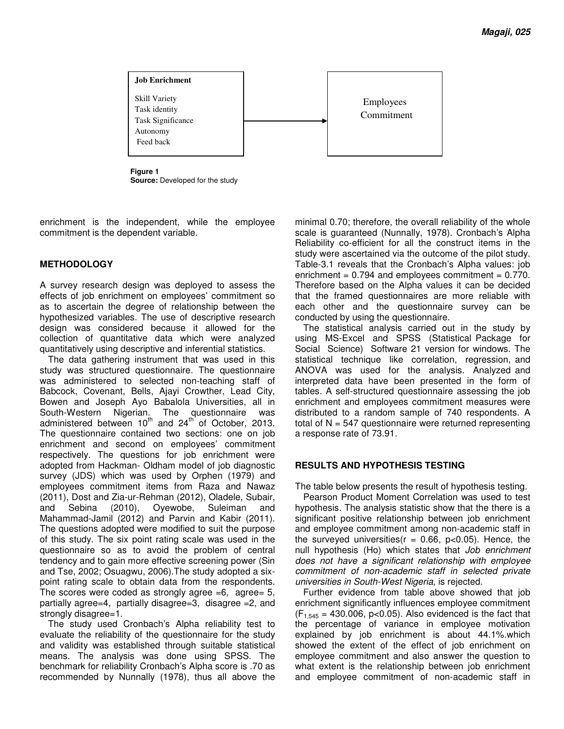| Job Enrichment | | Employees Commitment |
|---|---|---|
| Skill Variety<br>Task identity<br>Task Significance<br>Autonomy<br>Feed back | → | |

**Figure 1**
**Source:** Developed for the study

enrichment is the independent, while the employee commitment is the dependent variable.

## METHODOLOGY

A survey research design was deployed to assess the effects of job enrichment on employees' commitment so as to ascertain the degree of relationship between the hypothesized variables. The use of descriptive research design was considered because it allowed for the collection of quantitative data which were analyzed quantitatively using descriptive and inferential statistics.

The data gathering instrument that was used in this study was structured questionnaire. The questionnaire was administered to selected non-teaching staff of Babcock, Covenant, Bells, Ajayi Crowther, Lead City, Bowen and Joseph Ayo Babalola Universities, all in South-Western Nigerian. The questionnaire was administered between 10th and 24th of October, 2013. The questionnaire contained two sections: one on job enrichment and second on employees' commitment respectively. The questions for job enrichment were adopted from Hackman- Oldham model of job diagnostic survey (JDS) which was used by Orphen (1979) and employees commitment items from Raza and Nawaz (2011), Dost and Zia-ur-Rehman (2012), Oladele, Subair, and Sebina (2010), Oyewobe, Suleiman and Mahammad-Jamil (2012) and Parvin and Kabir (2011). The questions adopted were modified to suit the purpose of this study. The six point rating scale was used in the questionnaire so as to avoid the problem of central tendency and to gain more effective screening power (Sin and Tse, 2002; Osuagwu, 2006).The study adopted a six-point rating scale to obtain data from the respondents. The scores were coded as strongly agree =6, agree= 5, partially agree=4, partially disagree=3, disagree =2, and strongly disagree=1.

The study used Cronbach's Alpha reliability test to evaluate the reliability of the questionnaire for the study and validity was established through suitable statistical means. The analysis was done using SPSS. The benchmark for reliability Cronbach's Alpha score is .70 as recommended by Nunnally (1978), thus all above the minimal 0.70; therefore, the overall reliability of the whole scale is guaranteed (Nunnally, 1978). Cronbach's Alpha Reliability co-efficient for all the construct items in the study were ascertained via the outcome of the pilot study. Table-3.1 reveals that the Cronbach's Alpha values: job enrichment = 0.794 and employees commitment = 0.770. Therefore based on the Alpha values it can be decided that the framed questionnaires are more reliable with each other and the questionnaire survey can be conducted by using the questionnaire.

The statistical analysis carried out in the study by using MS-Excel and SPSS (Statistical Package for Social Science) Software 21 version for windows. The statistical technique like correlation, regression, and ANOVA was used for the analysis. Analyzed and interpreted data have been presented in the form of tables. A self-structured questionnaire assessing the job enrichment and employees commitment measures were distributed to a random sample of 740 respondents. A total of N = 547 questionnaire were returned representing a response rate of 73.91.

## RESULTS AND HYPOTHESIS TESTING

The table below presents the result of hypothesis testing.

Pearson Product Moment Correlation was used to test hypothesis. The analysis statistic show that the there is a significant positive relationship between job enrichment and employee commitment among non-academic staff in the surveyed universities($r = 0.66$, $p<0.05$). Hence, the null hypothesis (Ho) which states that *Job enrichment does not have a significant relationship with employee commitment of non-academic staff in selected private universities in South-West Nigeria*, is rejected.

Further evidence from table above showed that job enrichment significantly influences employee commitment ($F_{1,545} = 430.006$, $p<0.05$). Also evidenced is the fact that the percentage of variance in employee motivation explained by job enrichment is about 44.1%.which showed the extent of the effect of job enrichment on employee commitment and also answer the question to what extent is the relationship between job enrichment and employee commitment of non-academic staff in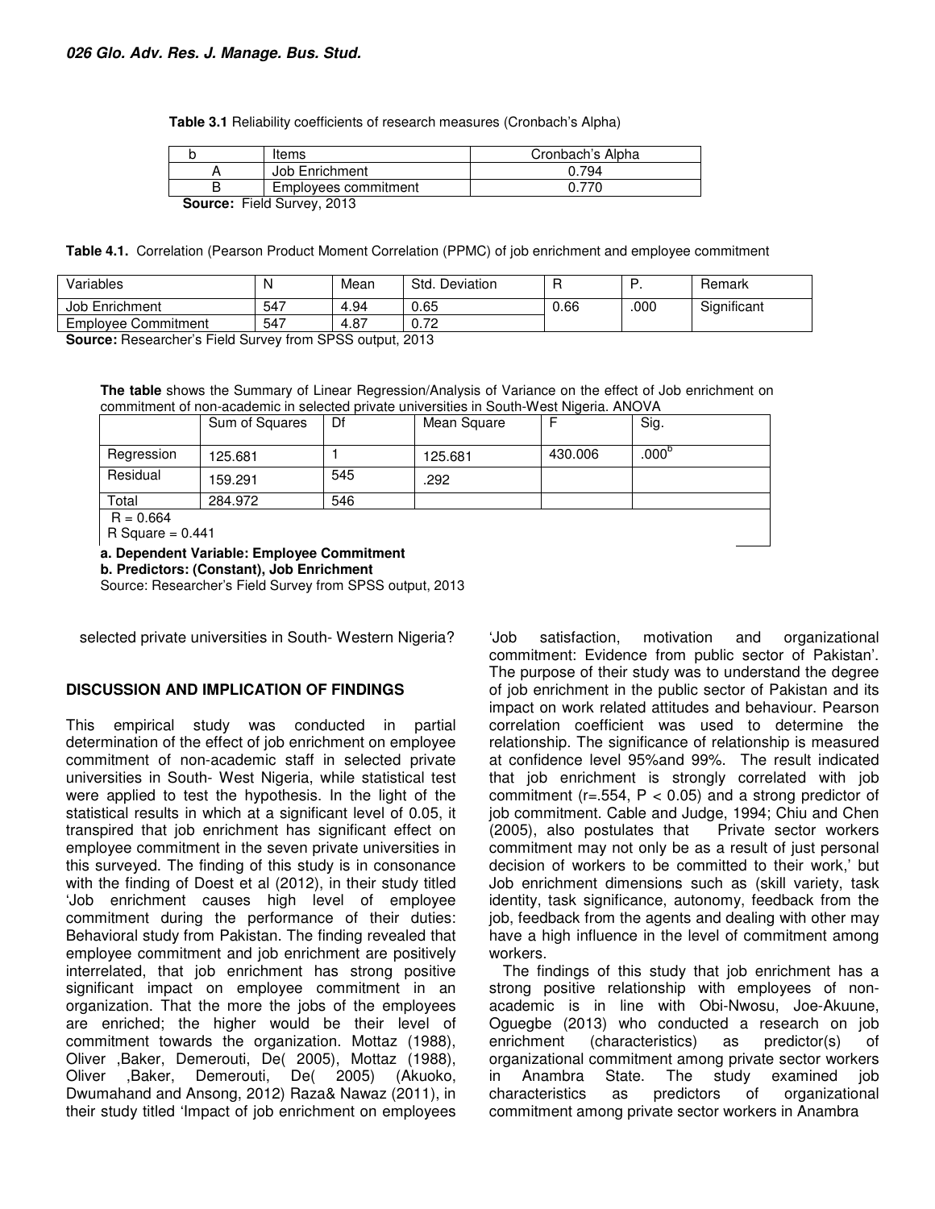**Table 3.1** Reliability coefficients of research measures (Cronbach's Alpha)

| b | Items | Cronbach's Alpha |
|---|---|---|
| A | Job Enrichment | 0.794 |
| B | Employees commitment | 0.770 |

**Source:** Field Survey, 2013

**Table 4.1.** Correlation (Pearson Product Moment Correlation (PPMC) of job enrichment and employee commitment

| Variables | N | Mean | Std. Deviation | R | P. | Remark |
|---|---|---|---|---|---|---|
| Job Enrichment | 547 | 4.94 | 0.65 | 0.66 | .000 | Significant |
| Employee Commitment | 547 | 4.87 | 0.72 | | | |

**Source:** Researcher's Field Survey from SPSS output, 2013

**The table** shows the Summary of Linear Regression/Analysis of Variance on the effect of Job enrichment on commitment of non-academic in selected private universities in South-West Nigeria. ANOVA

| | Sum of Squares | Df | Mean Square | F | Sig. |
|---|---|---|---|---|---|
| Regression | 125.681 | 1 | 125.681 | 430.006 | .000[b] |
| Residual | 159.291 | 545 | .292 | | |
| Total | 284.972 | 546 | | | |
| R = 0.664<br>R Square = 0.441 | | | | | |

**a. Dependent Variable: Employee Commitment**

**b. Predictors: (Constant), Job Enrichment**

Source: Researcher's Field Survey from SPSS output, 2013

selected private universities in South- Western Nigeria?

## DISCUSSION AND IMPLICATION OF FINDINGS

This empirical study was conducted in partial determination of the effect of job enrichment on employee commitment of non-academic staff in selected private universities in South- West Nigeria, while statistical test were applied to test the hypothesis. In the light of the statistical results in which at a significant level of 0.05, it transpired that job enrichment has significant effect on employee commitment in the seven private universities in this surveyed. The finding of this study is in consonance with the finding of Doest et al (2012), in their study titled 'Job enrichment causes high level of employee commitment during the performance of their duties: Behavioral study from Pakistan. The finding revealed that employee commitment and job enrichment are positively interrelated, that job enrichment has strong positive significant impact on employee commitment in an organization. That the more the jobs of the employees are enriched; the higher would be their level of commitment towards the organization. Mottaz (1988), Oliver ,Baker, Demerouti, De( 2005), Mottaz (1988), Oliver ,Baker, Demerouti, De( 2005) (Akuoko, Dwumahand and Ansong, 2012) Raza& Nawaz (2011), in their study titled 'Impact of job enrichment on employees 'Job satisfaction, motivation and organizational commitment: Evidence from public sector of Pakistan'. The purpose of their study was to understand the degree of job enrichment in the public sector of Pakistan and its impact on work related attitudes and behaviour. Pearson correlation coefficient was used to determine the relationship. The significance of relationship is measured at confidence level 95%and 99%. The result indicated that job enrichment is strongly correlated with job commitment (r=.554, $P < 0.05$) and a strong predictor of job commitment. Cable and Judge, 1994; Chiu and Chen (2005), also postulates that Private sector workers commitment may not only be as a result of just personal decision of workers to be committed to their work,' but Job enrichment dimensions such as (skill variety, task identity, task significance, autonomy, feedback from the job, feedback from the agents and dealing with other may have a high influence in the level of commitment among workers.

The findings of this study that job enrichment has a strong positive relationship with employees of non-academic is in line with Obi-Nwosu, Joe-Akuune, Oguegbe (2013) who conducted a research on job enrichment (characteristics) as predictor(s) of organizational commitment among private sector workers in Anambra State. The study examined job characteristics as predictors of organizational commitment among private sector workers in Anambra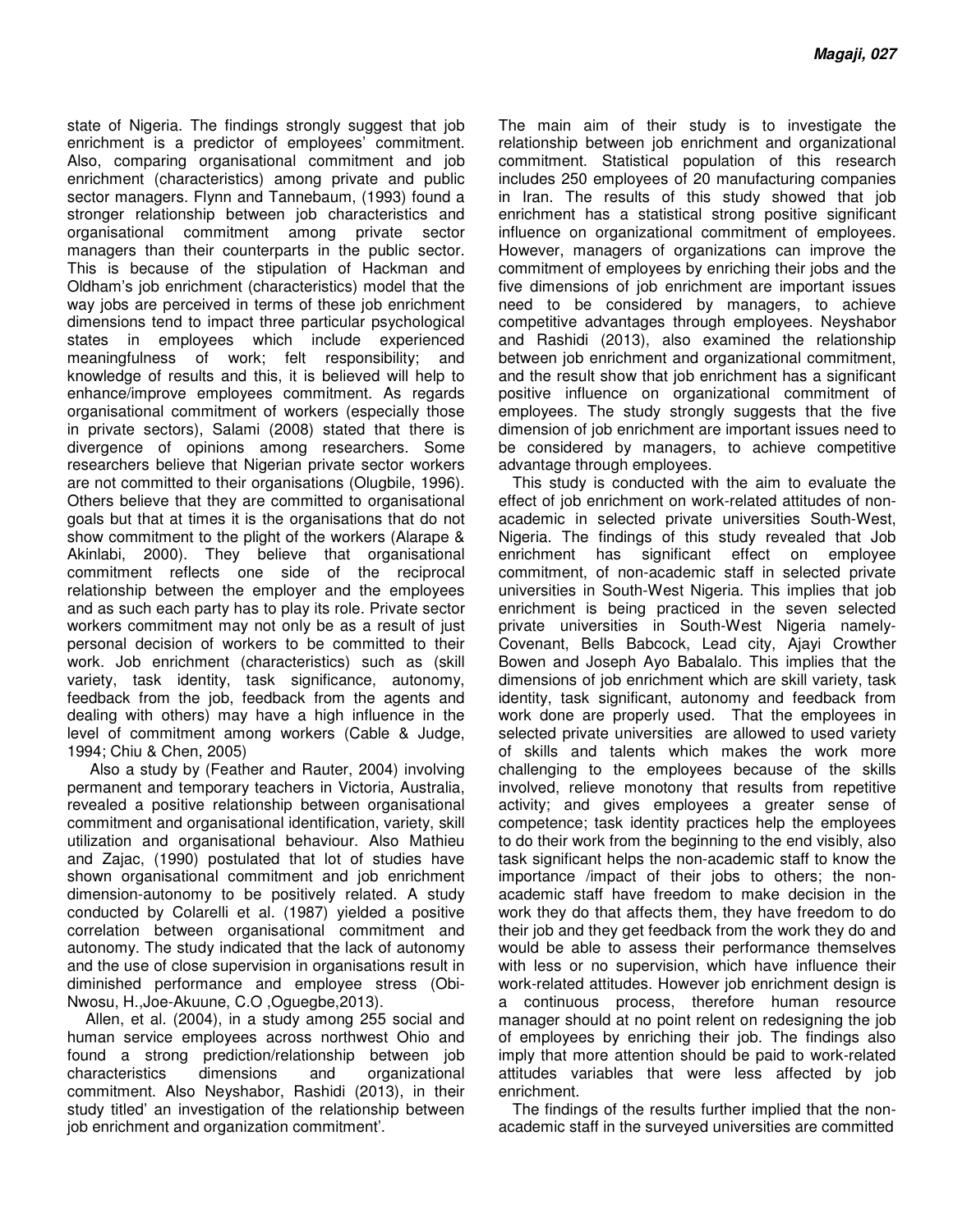state of Nigeria. The findings strongly suggest that job enrichment is a predictor of employees' commitment. Also, comparing organisational commitment and job enrichment (characteristics) among private and public sector managers. Flynn and Tannebaum, (1993) found a stronger relationship between job characteristics and organisational commitment among private sector managers than their counterparts in the public sector. This is because of the stipulation of Hackman and Oldham's job enrichment (characteristics) model that the way jobs are perceived in terms of these job enrichment dimensions tend to impact three particular psychological states in employees which include experienced meaningfulness of work; felt responsibility; and knowledge of results and this, it is believed will help to enhance/improve employees commitment. As regards organisational commitment of workers (especially those in private sectors), Salami (2008) stated that there is divergence of opinions among researchers. Some researchers believe that Nigerian private sector workers are not committed to their organisations (Olugbile, 1996). Others believe that they are committed to organisational goals but that at times it is the organisations that do not show commitment to the plight of the workers (Alarape & Akinlabi, 2000). They believe that organisational commitment reflects one side of the reciprocal relationship between the employer and the employees and as such each party has to play its role. Private sector workers commitment may not only be as a result of just personal decision of workers to be committed to their work. Job enrichment (characteristics) such as (skill variety, task identity, task significance, autonomy, feedback from the job, feedback from the agents and dealing with others) may have a high influence in the level of commitment among workers (Cable & Judge, 1994; Chiu & Chen, 2005)

Also a study by (Feather and Rauter, 2004) involving permanent and temporary teachers in Victoria, Australia, revealed a positive relationship between organisational commitment and organisational identification, variety, skill utilization and organisational behaviour. Also Mathieu and Zajac, (1990) postulated that lot of studies have shown organisational commitment and job enrichment dimension-autonomy to be positively related. A study conducted by Colarelli et al. (1987) yielded a positive correlation between organisational commitment and autonomy. The study indicated that the lack of autonomy and the use of close supervision in organisations result in diminished performance and employee stress (Obi-Nwosu, H.,Joe-Akuune, C.O ,Oguegbe,2013).

Allen, et al. (2004), in a study among 255 social and human service employees across northwest Ohio and found a strong prediction/relationship between job characteristics dimensions and organizational commitment. Also Neyshabor, Rashidi (2013), in their study titled' an investigation of the relationship between job enrichment and organization commitment'. The main aim of their study is to investigate the relationship between job enrichment and organizational commitment. Statistical population of this research includes 250 employees of 20 manufacturing companies in Iran. The results of this study showed that job enrichment has a statistical strong positive significant influence on organizational commitment of employees. However, managers of organizations can improve the commitment of employees by enriching their jobs and the five dimensions of job enrichment are important issues need to be considered by managers, to achieve competitive advantages through employees. Neyshabor and Rashidi (2013), also examined the relationship between job enrichment and organizational commitment, and the result show that job enrichment has a significant positive influence on organizational commitment of employees. The study strongly suggests that the five dimension of job enrichment are important issues need to be considered by managers, to achieve competitive advantage through employees.

This study is conducted with the aim to evaluate the effect of job enrichment on work-related attitudes of non-academic in selected private universities South-West, Nigeria. The findings of this study revealed that Job enrichment has significant effect on employee commitment, of non-academic staff in selected private universities in South-West Nigeria. This implies that job enrichment is being practiced in the seven selected private universities in South-West Nigeria namely- Covenant, Bells Babcock, Lead city, Ajayi Crowther Bowen and Joseph Ayo Babalalo. This implies that the dimensions of job enrichment which are skill variety, task identity, task significant, autonomy and feedback from work done are properly used. That the employees in selected private universities are allowed to used variety of skills and talents which makes the work more challenging to the employees because of the skills involved, relieve monotony that results from repetitive activity; and gives employees a greater sense of competence; task identity practices help the employees to do their work from the beginning to the end visibly, also task significant helps the non-academic staff to know the importance /impact of their jobs to others; the non-academic staff have freedom to make decision in the work they do that affects them, they have freedom to do their job and they get feedback from the work they do and would be able to assess their performance themselves with less or no supervision, which have influence their work-related attitudes. However job enrichment design is a continuous process, therefore human resource manager should at no point relent on redesigning the job of employees by enriching their job. The findings also imply that more attention should be paid to work-related attitudes variables that were less affected by job enrichment.

The findings of the results further implied that the non-academic staff in the surveyed universities are committed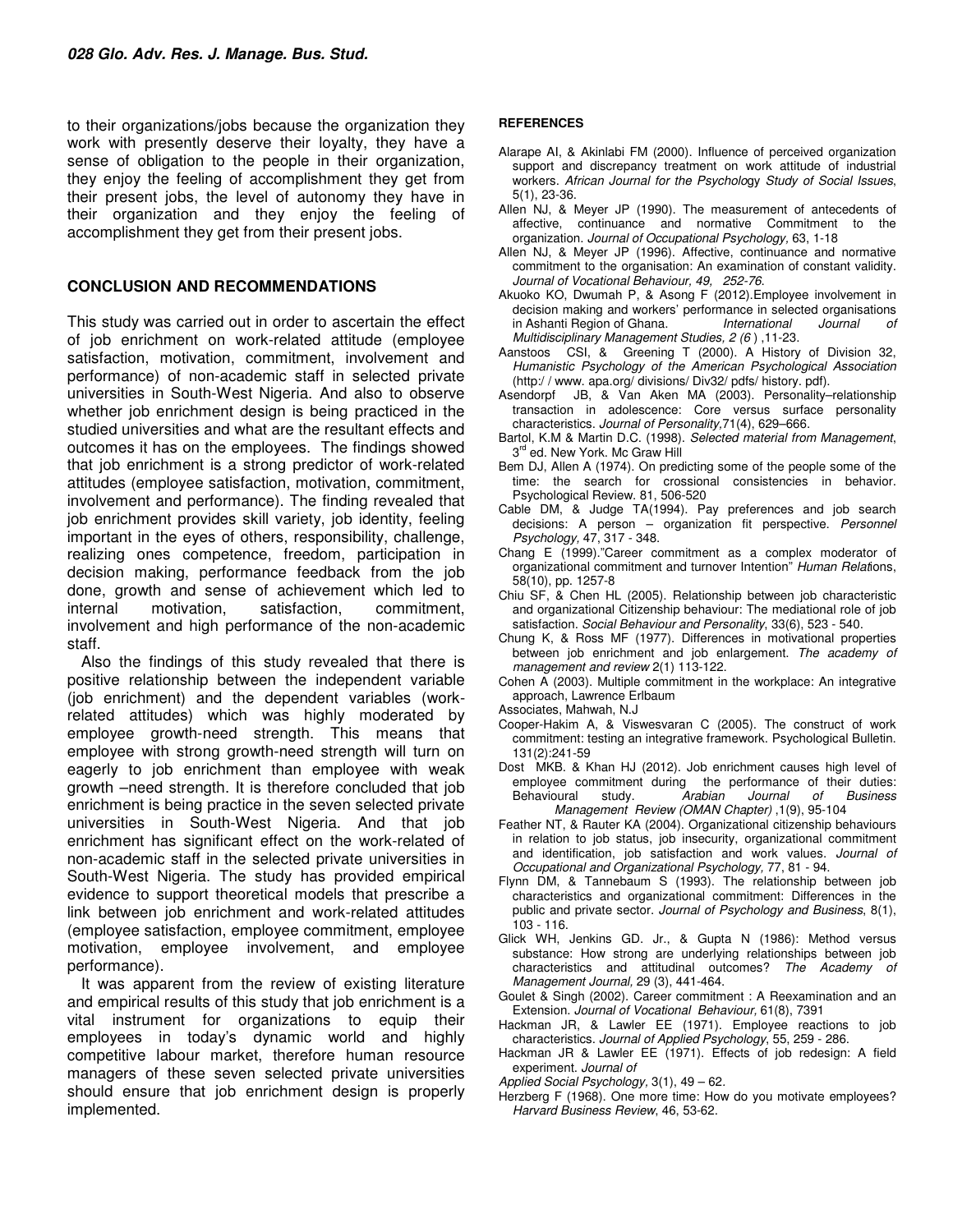to their organizations/jobs because the organization they work with presently deserve their loyalty, they have a sense of obligation to the people in their organization, they enjoy the feeling of accomplishment they get from their present jobs, the level of autonomy they have in their organization and they enjoy the feeling of accomplishment they get from their present jobs.

## CONCLUSION AND RECOMMENDATIONS

This study was carried out in order to ascertain the effect of job enrichment on work-related attitude (employee satisfaction, motivation, commitment, involvement and performance) of non-academic staff in selected private universities in South-West Nigeria. And also to observe whether job enrichment design is being practiced in the studied universities and what are the resultant effects and outcomes it has on the employees. The findings showed that job enrichment is a strong predictor of work-related attitudes (employee satisfaction, motivation, commitment, involvement and performance). The finding revealed that job enrichment provides skill variety, job identity, feeling important in the eyes of others, responsibility, challenge, realizing ones competence, freedom, participation in decision making, performance feedback from the job done, growth and sense of achievement which led to internal motivation, satisfaction, commitment, involvement and high performance of the non-academic staff.

Also the findings of this study revealed that there is positive relationship between the independent variable (job enrichment) and the dependent variables (work-related attitudes) which was highly moderated by employee growth-need strength. This means that employee with strong growth-need strength will turn on eagerly to job enrichment than employee with weak growth –need strength. It is therefore concluded that job enrichment is being practice in the seven selected private universities in South-West Nigeria. And that job enrichment has significant effect on the work-related of non-academic staff in the selected private universities in South-West Nigeria. The study has provided empirical evidence to support theoretical models that prescribe a link between job enrichment and work-related attitudes (employee satisfaction, employee commitment, employee motivation, employee involvement, and employee performance).

It was apparent from the review of existing literature and empirical results of this study that job enrichment is a vital instrument for organizations to equip their employees in today's dynamic world and highly competitive labour market, therefore human resource managers of these seven selected private universities should ensure that job enrichment design is properly implemented.

#### REFERENCES

Alarape AI, & Akinlabi FM (2000). Influence of perceived organization support and discrepancy treatment on work attitude of industrial workers. *African Journal for the Psychology Study of Social Issues*, 5(1), 23-36.

Allen NJ, & Meyer JP (1990). The measurement of antecedents of affective, continuance and normative Commitment to the organization. *Journal of Occupational Psychology*, 63, 1-18

Allen NJ, & Meyer JP (1996). Affective, continuance and normative commitment to the organisation: An examination of constant validity. *Journal of Vocational Behaviour, 49, 252-76*.

Akuoko KO, Dwumah P, & Asong F (2012).Employee involvement in decision making and workers' performance in selected organisations in Ashanti Region of Ghana. *International Journal of Multidisciplinary Management Studies, 2 (6* ) ,11-23.

Aanstoos CSI, & Greening T (2000). A History of Division 32, *Humanistic Psychology of the American Psychological Association* (http:/ / www. apa.org/ divisions/ Div32/ pdfs/ history. pdf).

Asendorpf JB, & Van Aken MA (2003). Personality–relationship transaction in adolescence: Core versus surface personality characteristics. *Journal of Personality,*71(4), 629–666.

Bartol, K.M & Martin D.C. (1998). *Selected material from Management*, 3rd ed. New York. Mc Graw Hill

Bem DJ, Allen A (1974). On predicting some of the people some of the time: the search for crossional consistencies in behavior. Psychological Review. 81, 506-520

Cable DM, & Judge TA(1994). Pay preferences and job search decisions: A person – organization fit perspective. *Personnel Psychology,* 47, 317 - 348.

Chang E (1999)."Career commitment as a complex moderator of organizational commitment and turnover Intention" *Human Relations*, 58(10), pp. 1257-8

Chiu SF, & Chen HL (2005). Relationship between job characteristic and organizational Citizenship behaviour: The mediational role of job satisfaction. *Social Behaviour and Personality*, 33(6), 523 - 540.

Chung K, & Ross MF (1977). Differences in motivational properties between job enrichment and job enlargement. *The academy of management and review* 2(1) 113-122.

Cohen A (2003). Multiple commitment in the workplace: An integrative approach, Lawrence Erlbaum Associates, Mahwah, N.J

Cooper-Hakim A, & Viswesvaran C (2005). The construct of work commitment: testing an integrative framework. Psychological Bulletin. 131(2):241-59

Dost MKB. & Khan HJ (2012). Job enrichment causes high level of employee commitment during the performance of their duties: Behavioural study. *Arabian Journal of Business Management Review (OMAN Chapter)* ,1(9), 95-104

Feather NT, & Rauter KA (2004). Organizational citizenship behaviours in relation to job status, job insecurity, organizational commitment and identification, job satisfaction and work values. *Journal of Occupational and Organizational Psychology,* 77, 81 - 94.

Flynn DM, & Tannebaum S (1993). The relationship between job characteristics and organizational commitment: Differences in the public and private sector. *Journal of Psychology and Business*, 8(1), 103 - 116.

Glick WH, Jenkins GD. Jr., & Gupta N (1986): Method versus substance: How strong are underlying relationships between job characteristics and attitudinal outcomes? *The Academy of Management Journal,* 29 (3), 441-464.

Goulet & Singh (2002). Career commitment : A Reexamination and an Extension. *Journal of Vocational Behaviour,* 61(8), 7391

Hackman JR, & Lawler EE (1971). Employee reactions to job characteristics. *Journal of Applied Psychology*, 55, 259 - 286.

Hackman JR & Lawler EE (1971). Effects of job redesign: A field experiment. *Journal of Applied Social Psychology,* 3(1), 49 – 62.

Herzberg F (1968). One more time: How do you motivate employees? *Harvard Business Review*, 46, 53-62.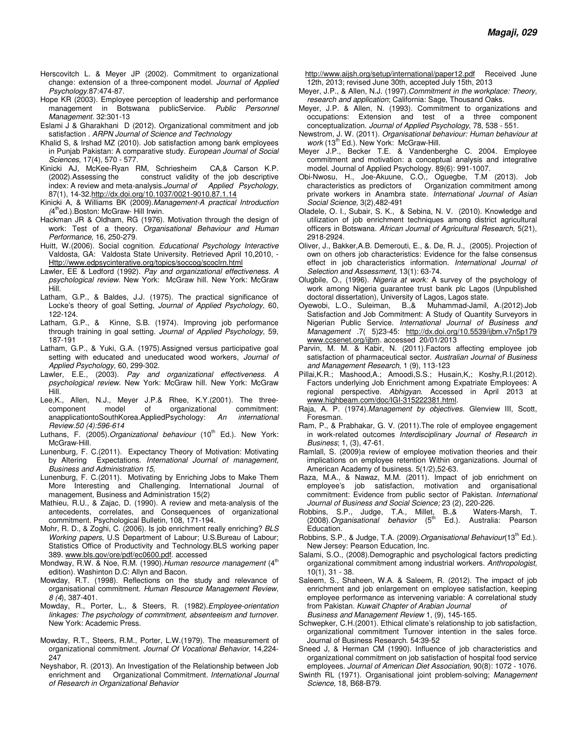Herscovitch L. & Meyer JP (2002). Commitment to organizational change: extension of a three-component model. *Journal of Applied Psychology*.87:474-87.

Hope KR (2003). Employee perception of leadership and performance management in Botswana publicService. *Public Personnel Management.* 32:301-13

Eslami J & Gharakhani D (2012). Organizational commitment and job satisfaction . *ARPN Journal of Science and Technology*

Khalid S, & Irshad MZ (2010). Job satisfaction among bank employees in Punjab Pakistan: A comparative study. *European Journal of Social Sciences*, 17(4), 570 - 577.

Kinicki AJ, McKee-Ryan RM, Schriesheim CA,& Carson K.P. (2002).Assessing the construct validity of the job descriptive index: A review and meta-analysis.*Journal of Applied Psychology*, 87(1), 14-32.http://dx.doi.org/10.1037/0021-9010.87.1.14

Kinicki A, & Williams BK (2009).*Management-A practical Introduction (4th ed.)*.Boston: McGraw- Hill Irwin.

Hackman JR & Oldham, RG (1976). Motivation through the design of work: Test of a theory. *Organisational Behaviour and Human Performance,* 16, 250-279.

Huitt, W.(2006). Social cognition. *Educational Psychology Interactive* Valdosta, GA: Valdosta State University. Retrieved April 10,2010, - Http://www.edpsycinterative.org/topics/soccog/scoclrn.html

Lawler, EE & Ledford (1992). *Pay and organizational effectiveness. A psychological review.* New York: McGraw hill. New York: McGraw Hill.

Latham, G.P., & Baldes, J.J. (1975). The practical significance of Locke's theory of goal Setting, *Journal of Applied Psychology*, 60, 122-124.

Latham, G.P., & Kinne, S.B. (1974). Improving job performance through training in goal setting. *Journal of Applied Psychology*, 59, 187-191

Latham, G.P., & Yuki, G.A. (1975).Assigned versus participative goal setting with educated and uneducated wood workers, *Journal of Applied Psychology*, 60, 299-302.

Lawler, E.E., (2003). *Pay and organizational effectiveness. A psychological review.* New York: McGraw hill. New York: McGraw Hill.

Lee,K., Allen, N.J., Meyer J.P.& Rhee, K.Y.(2001). The three-component model of organizational commitment: anapplicationtoSouthKorea.AppliedPsychology: *An international Review.50 (4):596-614*

Luthans, F. (2005).*Organizational behaviour* (10th Ed.). New York: McGraw-Hill.

Lunenburg, F. C.(2011). Expectancy Theory of Motivation: Motivating by Altering Expectations. *International Journal of management, Business and Administration 15,*

Lunenburg, F. C.(2011). Motivating by Enriching Jobs to Make Them More Interesting and Challenging. International Journal of management, Business and Administration 15(2)

Mathieu, R.U., & Zajac, D. (1990). A review and meta-analysis of the antecedents, correlates, and Consequences of organizational commitment. Psychological Bulletin, 108, 171-194.

Mohr, R. D., & Zoghi, C. (2006). Is job enrichment really enriching? *BLS Working papers*, U.S Department of Labour; U.S.Bureau of Labour; Statistics Office of Productivity and Technology.BLS working paper 389. www.bls.gov/ore/pdf/ec0600.pdf. accessed

Mondway, R.W. & Noe, R.M. (1990).*Human resource management* (4th edition). Washinton D.C: Allyn and Bacon.

Mowday, R.T. (1998). Reflections on the study and relevance of organisational commitment. *Human Resource Management Review, 8 (4)*, 387-401.

Mowday, R., Porter, L., & Steers, R. (1982).*Employee-orientation linkages: The psychology of commitment, absenteeism and turnover*. New York: Academic Press.

Mowday, R.T., Steers, R.M., Porter, L.W.(1979). The measurement of organizational commitment. *Journal Of Vocational Behavior*, 14,224-247

Neyshabor, R. (2013). An Investigation of the Relationship between Job enrichment and Organizational Commitment. *International Journal of Research in Organizational Behavior* http://www.aijsh.org/setup/international/paper12.pdf Received June 12th, 2013; revised June 30th, accepted July 15th, 2013

Meyer, J.P., & Allen, N.J. (1997).*Commitment in the workplace: Theory, research and application*; California: Sage, Thousand Oaks.

Meyer, J.P. & Allen, N. (1993). Commitment to organizations and occupations: Extension and test of a three component conceptualization. *Journal of Applied Psychology*, 78, 538 - 551.

Newstrom, J. W. (2011). *Organisational behaviour: Human behaviour at work* (13th Ed.). New York: McGraw-Hill.

Meyer J.P., Becker T.E. & Vandenberghe C. 2004. Employee commitment and motivation: a conceptual analysis and integrative model. Journal of Applied Psychology. 89(6): 991-1007.

Obi-Nwosu, H., Joe-Akuune, C.O,, Oguegbe, T.M (2013). Job characteristics as predictors of Organization commitment among private workers in Anambra state. *International Journal of Asian Social Science,* 3(2),482-491

Oladele, O. I., Subair, S. K., & Sebina, N. V. (2010). Knowledge and utilization of job enrichment techniques among district agricultural officers in Botswana. *African Journal of Agricultural Research*, 5(21), 2918-2924.

Oliver, J., Bakker,A.B. Demerouti, E., &. De, R. J., (2005). Projection of own on others job characteristics: Evidence for the false consensus effect in job characteristics information. *International Journal of Selection and Assessment,* 13(1): 63-74.

Olugbile, O., (1996). *Nigeria at work:* A survey of the psychology of work among Nigeria guarantee trust bank plc Lagos (Unpublished doctoral dissertation), University of Lagos, Lagos state.

Oyewobi, L.O., Suleiman, B.,& Muhammad-Jamil, A.(2012).Job Satisfaction and Job Commitment: A Study of Quantity Surveyors in Nigerian Public Service. *International Journal of Business and Management* .7( 5)23-45: http://dx.doi.org/10.5539/ijbm.v7n5p179 www.ccsenet.org/ijbm. accessed 20/01/2013

Parvin, M. M. & Kabir, N. (2011).Factors affecting employee job satisfaction of pharmaceutical sector. *Australian Journal of Business and Management Research*, 1 (9), 113-123

Pillai,K.R.; Mashood,A.; Amoodi,S.S.; Husain,K,; Koshy,R.I.(2012). Factors underlying Job Enrichment among Expatriate Employees: A regional perspective. *Abhigyan.* Accessed in April 2013 at www.highbeam.com/doc/IGI-315222381.html.

Raja, A. P. (1974).*Management by objectives.* Glenview III, Scott, Foresman.

Ram, P., & Prabhakar, G. V. (2011).The role of employee engagement in work-related outcomes *Interdisciplinary Journal of Research in Business*; 1, (3), 47-61.

Ramlall, S. (2009)a review of employee motivation theories and their implications on employee retention Within organizations. Journal of American Academy of business. 5(1/2),52-63.

Raza, M.A., & Nawaz, M.M. (2011). Impact of job enrichment on employee's job satisfaction, motivation and organisational commitment: Evidence from public sector of Pakistan. *International Journal of Business and Social Science;* 23 (2), 220-226.

Robbins, S.P., Judge, T.A., Millet, B.,& Waters-Marsh, T. (2008).*Organisational behavior* (5th Ed.). Australia: Pearson Education.

Robbins, S.P., & Judge, T.A. (2009).*Organisational Behaviour*(13th Ed.). New Jersey: Pearson Education, Inc.

Salami, S.O., (2008).Demographic and psychological factors predicting organizational commitment among industrial workers. *Anthropologist,* 10(1), 31 - 38.

Saleem, S., Shaheen, W.A. & Saleem, R. (2012). The impact of job enrichment and job enlargement on employee satisfaction, keeping employee performance as intervening variable: A correlational study from Pakistan. *Kuwait Chapter of Arabian Journal of Business and Management Review* 1, (9), 145-165.

Schwepker, C.H.(2001). Ethical climate's relationship to job satisfaction, organizational commitment Turnover intention in the sales force. Journal of Business Research. 54:39-52

Sneed J, & Herman CM (1990). Influence of job characteristics and organizational commitment on job satisfaction of hospital food service employees. *Journal of American Diet Association,* 90(8): 1072 - 1076.

Swinth RL (1971). Organisational joint problem-solving; *Management Science,* 18, B68-B79.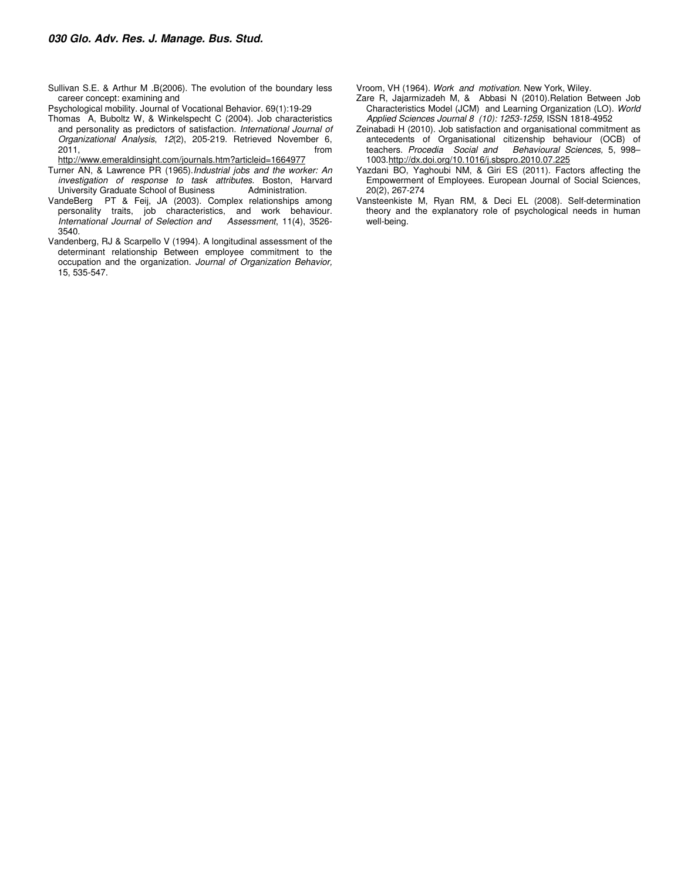Sullivan S.E. & Arthur M .B(2006). The evolution of the boundary less career concept: examining and

Psychological mobility. Journal of Vocational Behavior. 69(1):19-29

Thomas A, Buboltz W, & Winkelspecht C (2004). Job characteristics and personality as predictors of satisfaction. *International Journal of Organizational Analysis*, *12*(2), 205-219. Retrieved November 6, 2011, from http://www.emeraldinsight.com/journals.htm?articleid=1664977

Turner AN, & Lawrence PR (1965).*Industrial jobs and the worker: An investigation of response to task attributes*. Boston, Harvard University Graduate School of Business Administration.

VandeBerg PT & Feij, JA (2003). Complex relationships among personality traits, job characteristics, and work behaviour. *International Journal of Selection and Assessment*, 11(4), 3526-3540.

Vandenberg, RJ & Scarpello V (1994). A longitudinal assessment of the determinant relationship Between employee commitment to the occupation and the organization. *Journal of Organization Behavior,* 15, 535-547.

Vroom, VH (1964). *Work and motivation*. New York, Wiley.

Zare R, Jajarmizadeh M, & Abbasi N (2010).Relation Between Job Characteristics Model (JCM) and Learning Organization (LO). *World Applied Sciences Journal 8 (10): 1253-1259,* ISSN 1818-4952

Zeinabadi H (2010). Job satisfaction and organisational commitment as antecedents of Organisational citizenship behaviour (OCB) of teachers. *Procedia Social and Behavioural Sciences,* 5, 998–1003.http://dx.doi.org/10.1016/j.sbspro.2010.07.225

Yazdani BO, Yaghoubi NM, & Giri ES (2011). Factors affecting the Empowerment of Employees. European Journal of Social Sciences, 20(2), 267-274

Vansteenkiste M, Ryan RM, & Deci EL (2008). Self-determination theory and the explanatory role of psychological needs in human well-being.